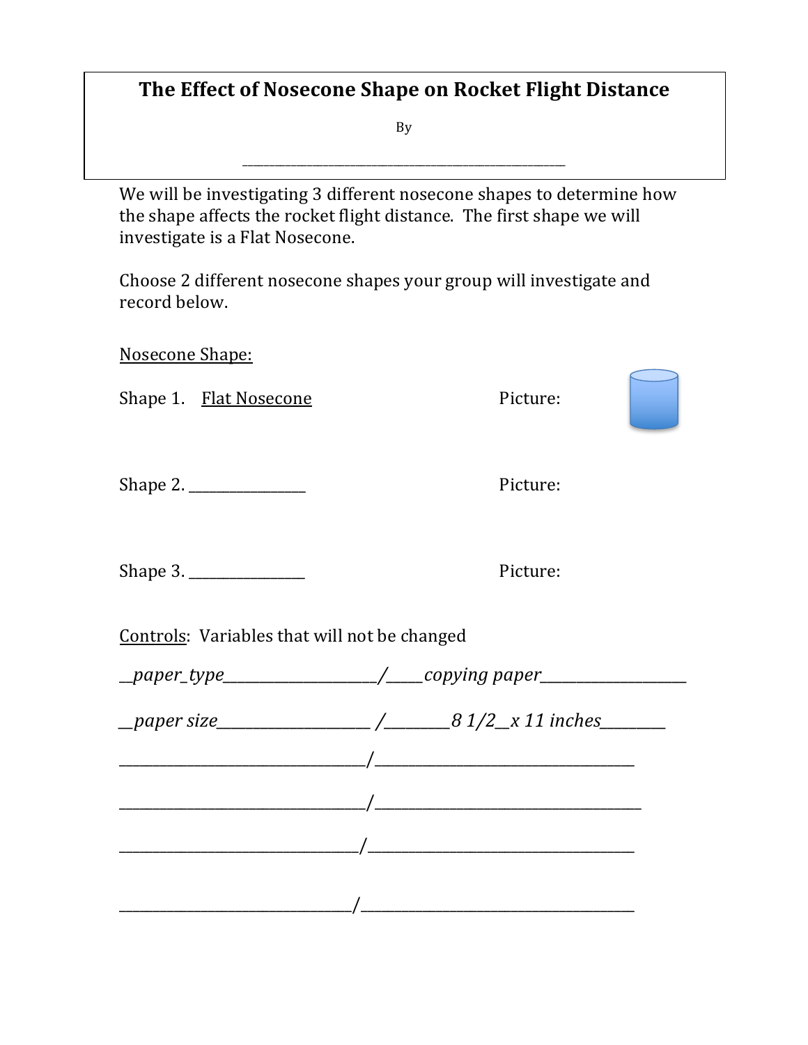# The Effect of Nosecone Shape on Rocket Flight Distance

By

_______________________________________________

We will be investigating 3 different nosecone shapes to determine how the shape affects the rocket flight distance. The first shape we will investigate is a Flat Nosecone.

Choose 2 different nosecone shapes your group will investigate and record below.

<u>Nosecone Shape:</u>

Shape 1. <u>Flat Nosecone</u> Picture:

Shape 2. _______________ Picture:

Shape 3. _______________ Picture:

<u>Controls</u>: Variables that will not be changed

*__paper_type_____________________/_____copying paper__________________*

*__paper size____________________ /________8 1/2__x 11 inches________*

______________________________/________________________________

______________________________/________________________________

______________________________/________________________________

______________________________/________________________________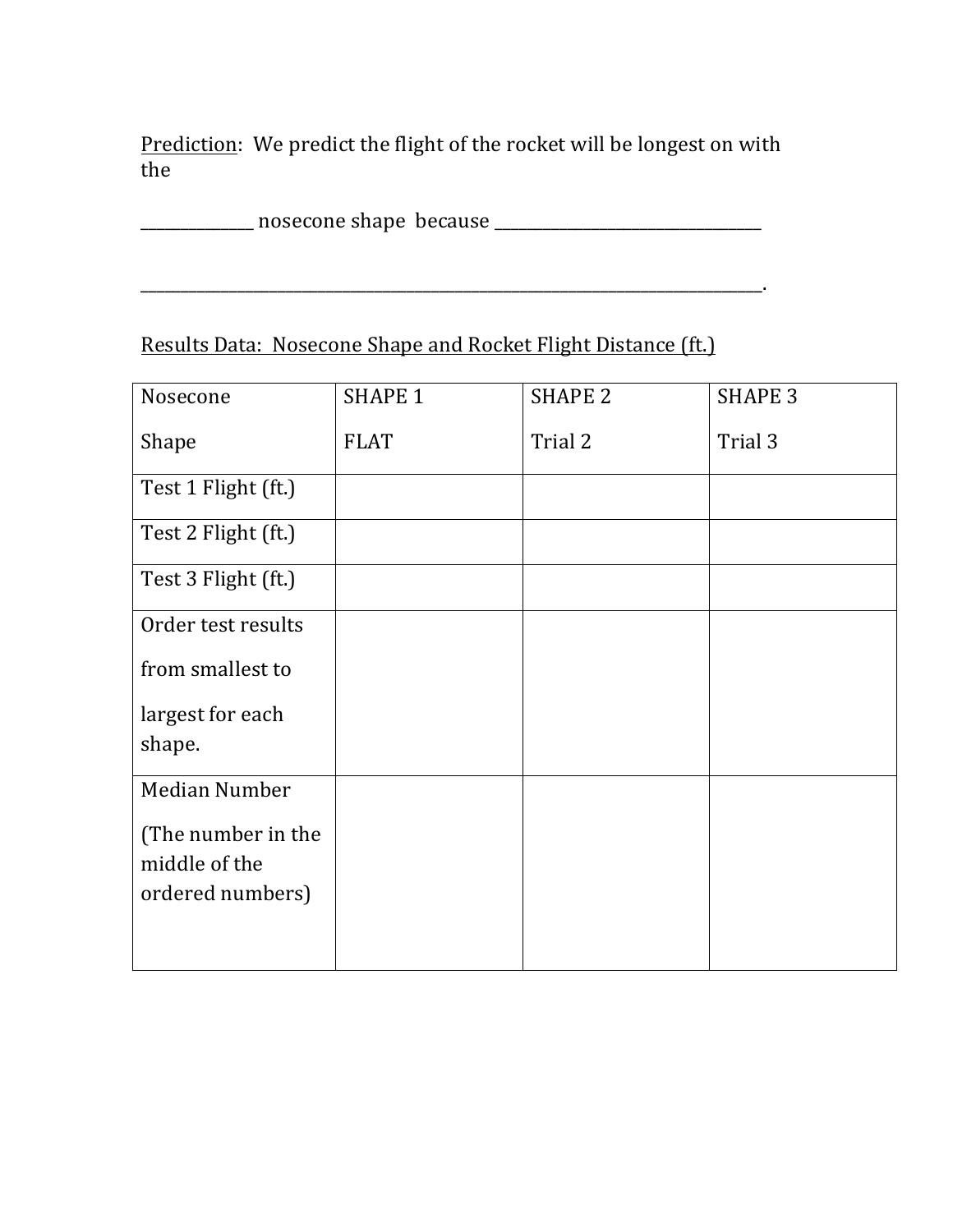Prediction: We predict the flight of the rocket will be longest on with the

_____________ nosecone shape because _______________________________

__________________________________________________________________________.

Results Data: Nosecone Shape and Rocket Flight Distance (ft.)

| Nosecone Shape | SHAPE 1 FLAT | SHAPE 2 Trial 2 | SHAPE 3 Trial 3 |
|---|---|---|---|
| Test 1 Flight (ft.) | | | |
| Test 2 Flight (ft.) | | | |
| Test 3 Flight (ft.) | | | |
| Order test results from smallest to largest for each shape. | | | |
| Median Number (The number in the middle of the ordered numbers) | | | |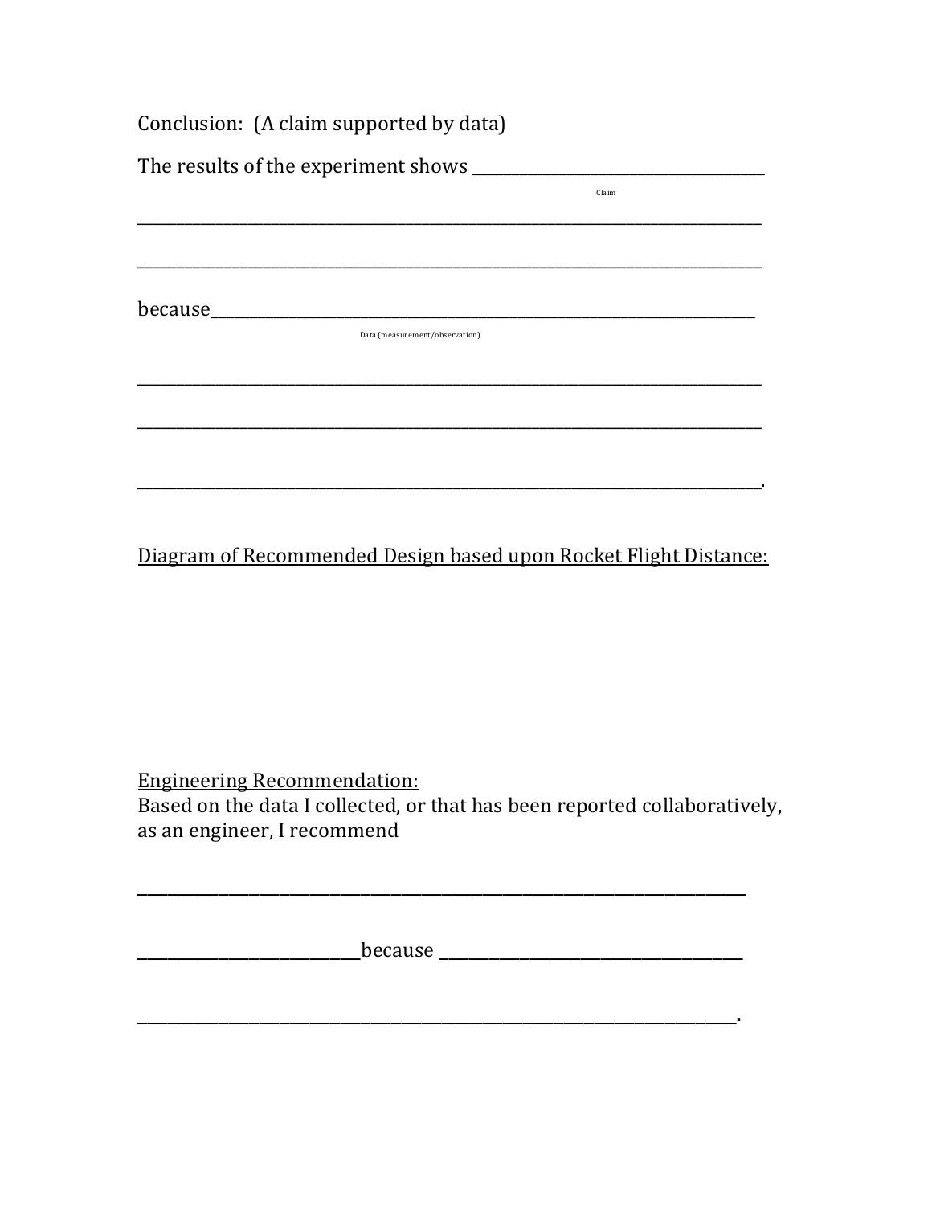Conclusion: (A claim supported by data)

The results of the experiment shows ______________________________________
Claim

________________________________________________________________________________

________________________________________________________________________________

because______________________________________________________________________
Data (measurement/observation)

________________________________________________________________________________

________________________________________________________________________________

________________________________________________________________________________.

Diagram of Recommended Design based upon Rocket Flight Distance:

Engineering Recommendation:
Based on the data I collected, or that has been reported collaboratively, as an engineer, I recommend

______________________________________________________________________________

____________________________because ______________________________________

______________________________________________________________________________.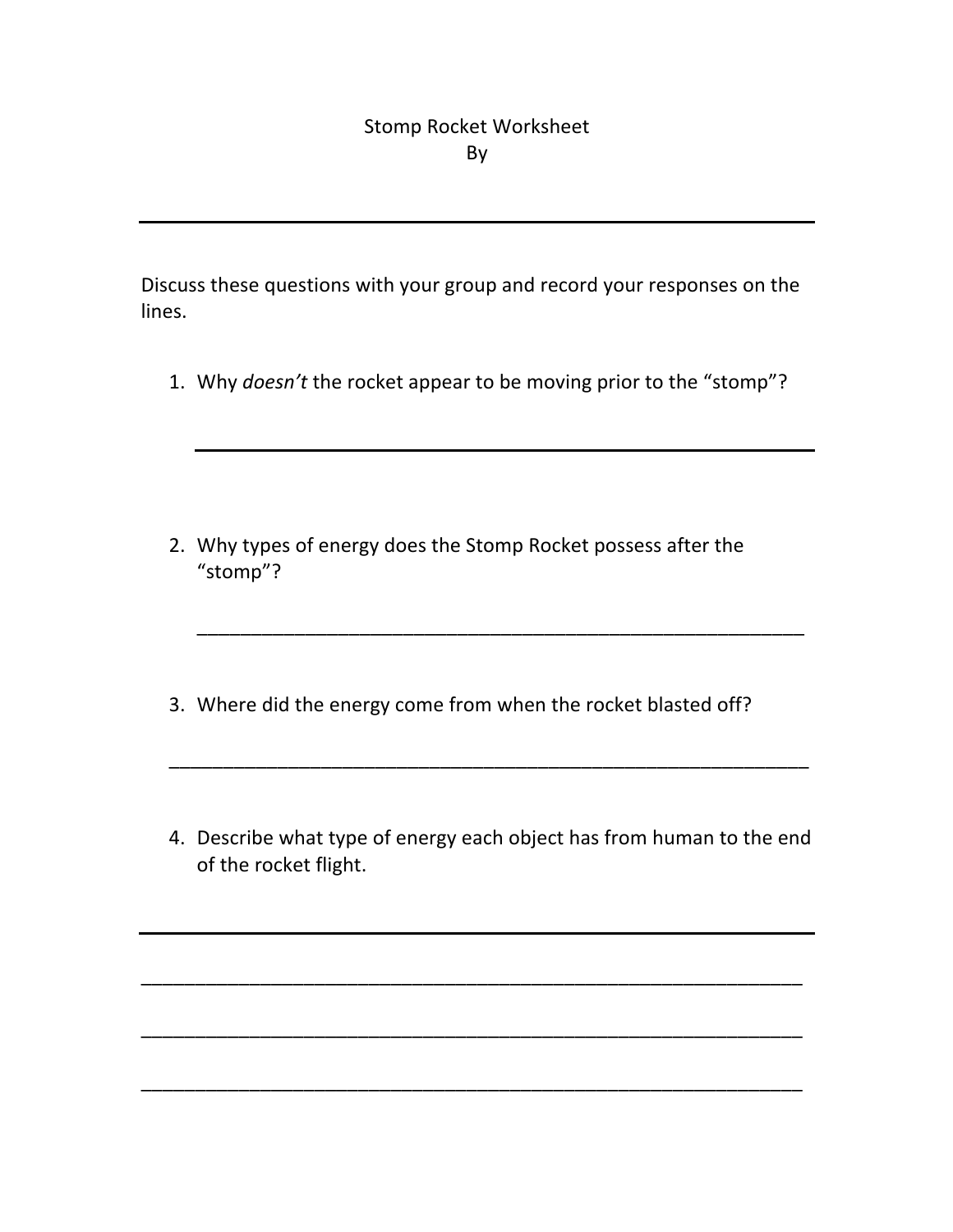Stomp Rocket Worksheet

By

---

Discuss these questions with your group and record your responses on the lines.

1. Why *doesn't* the rocket appear to be moving prior to the "stomp"?

___________________________________________________________

2. Why types of energy does the Stomp Rocket possess after the "stomp"?

___________________________________________________________

3. Where did the energy come from when the rocket blasted off?

___________________________________________________________

4. Describe what type of energy each object has from human to the end of the rocket flight.

___________________________________________________________

___________________________________________________________

___________________________________________________________

___________________________________________________________